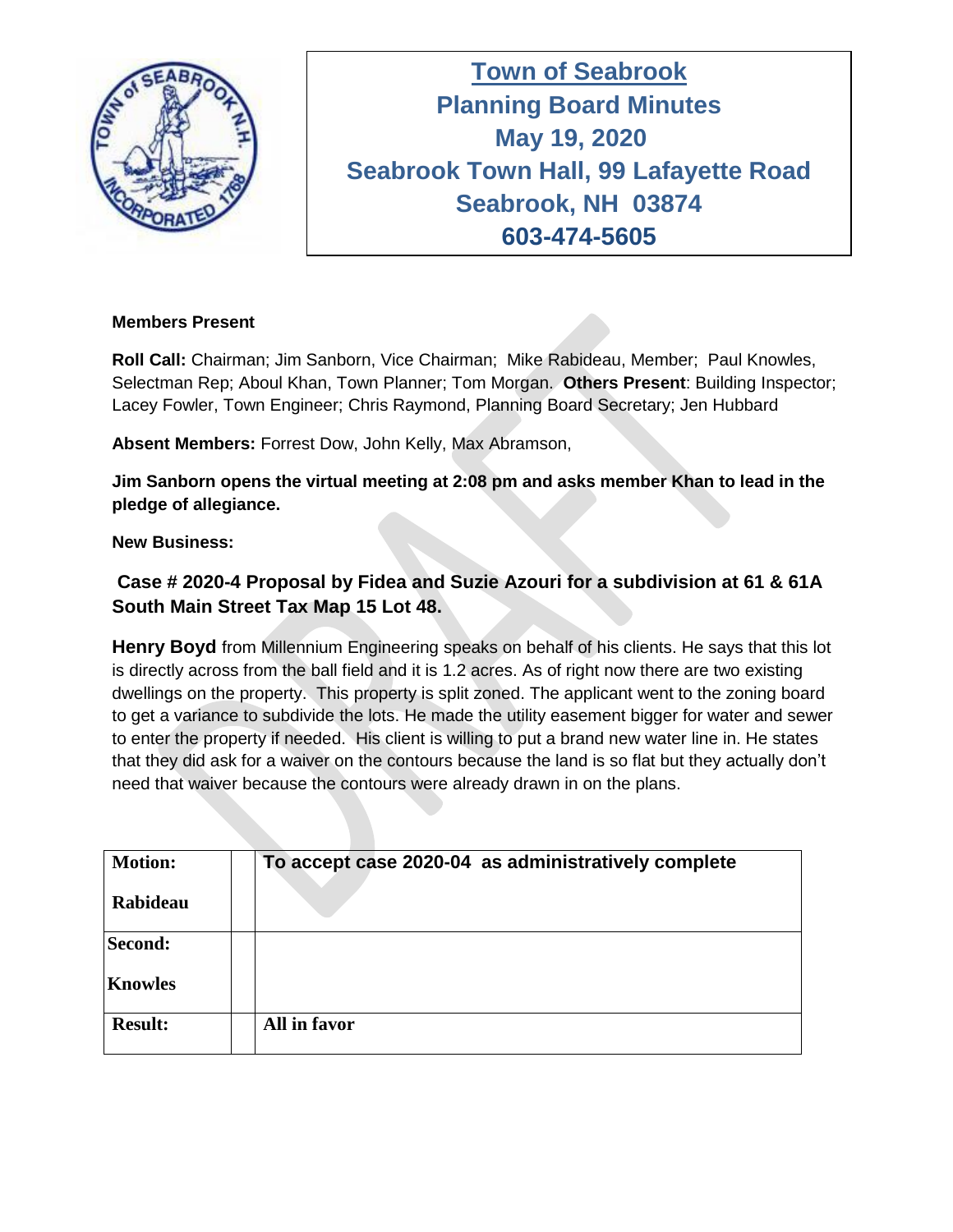# Town of Seabrook
## Planning Board Minutes
## May 19, 2020
## Seabrook Town Hall, 99 Lafayette Road
## Seabrook, NH 03874
## 603-474-5605

**Members Present**

**Roll Call:** Chairman; Jim Sanborn, Vice Chairman; Mike Rabideau, Member; Paul Knowles, Selectman Rep; Aboul Khan, Town Planner; Tom Morgan. **Others Present**: Building Inspector; Lacey Fowler, Town Engineer; Chris Raymond, Planning Board Secretary; Jen Hubbard

**Absent Members:** Forrest Dow, John Kelly, Max Abramson,

**Jim Sanborn opens the virtual meeting at 2:08 pm and asks member Khan to lead in the pledge of allegiance.**

**New Business:**

### Case # 2020-4 Proposal by Fidea and Suzie Azouri for a subdivision at 61 & 61A South Main Street Tax Map 15 Lot 48.

**Henry Boyd** from Millennium Engineering speaks on behalf of his clients. He says that this lot is directly across from the ball field and it is 1.2 acres. As of right now there are two existing dwellings on the property. This property is split zoned. The applicant went to the zoning board to get a variance to subdivide the lots. He made the utility easement bigger for water and sewer to enter the property if needed. His client is willing to put a brand new water line in. He states that they did ask for a waiver on the contours because the land is so flat but they actually don't need that waiver because the contours were already drawn in on the plans.

| **Motion:** Rabideau | | **To accept case 2020-04 as administratively complete** |
|---|---|---|
| **Second:** Knowles | | |
| **Result:** | | **All in favor** |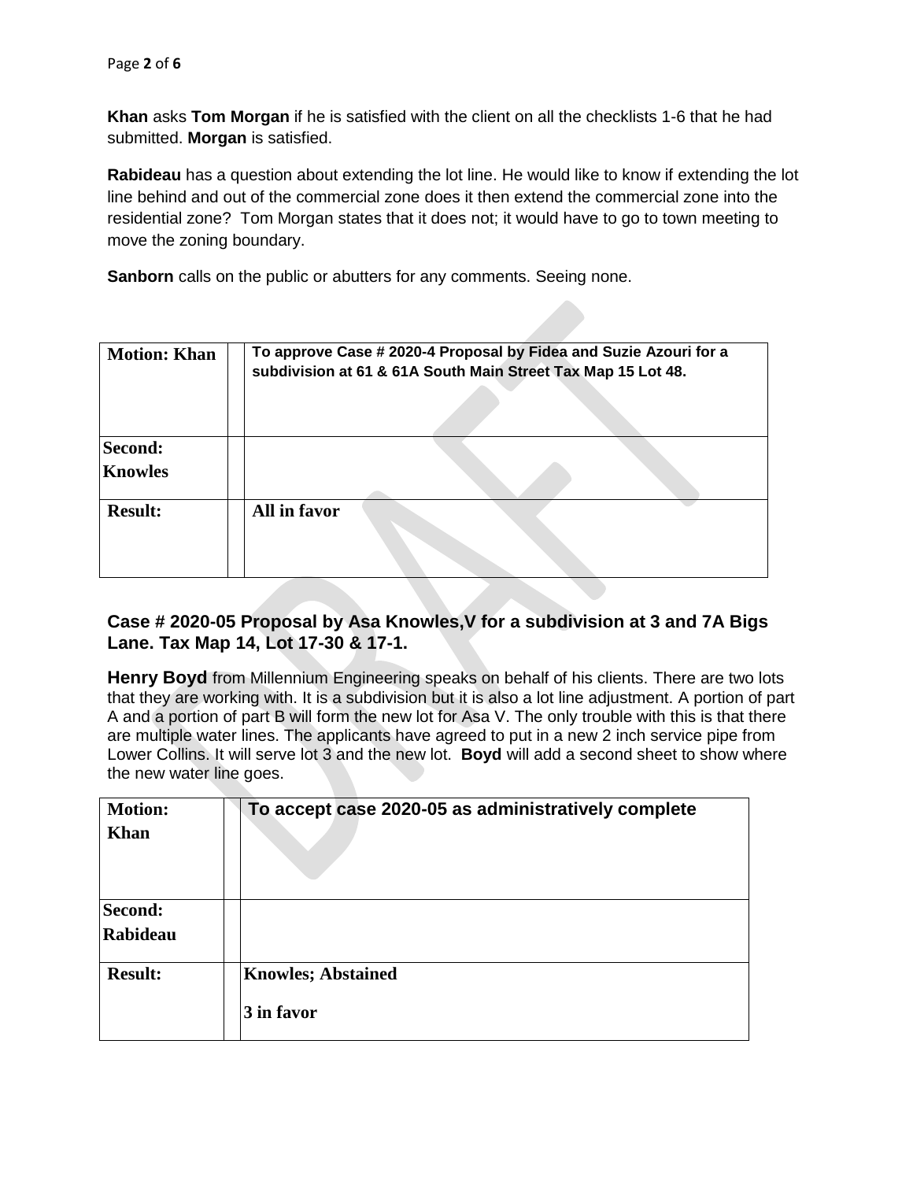**Khan** asks **Tom Morgan** if he is satisfied with the client on all the checklists 1-6 that he had submitted. **Morgan** is satisfied.

**Rabideau** has a question about extending the lot line. He would like to know if extending the lot line behind and out of the commercial zone does it then extend the commercial zone into the residential zone? Tom Morgan states that it does not; it would have to go to town meeting to move the zoning boundary.

**Sanborn** calls on the public or abutters for any comments. Seeing none.

| **Motion: Khan** | | **To approve Case # 2020-4 Proposal by Fidea and Suzie Azouri for a subdivision at 61 & 61A South Main Street Tax Map 15 Lot 48.** |
|---|---|---|
| **Second: Knowles** | | |
| **Result:** | | **All in favor** |

### Case # 2020-05 Proposal by Asa Knowles,V for a subdivision at 3 and 7A Bigs Lane. Tax Map 14, Lot 17-30 & 17-1.

**Henry Boyd** from Millennium Engineering speaks on behalf of his clients. There are two lots that they are working with. It is a subdivision but it is also a lot line adjustment. A portion of part A and a portion of part B will form the new lot for Asa V. The only trouble with this is that there are multiple water lines. The applicants have agreed to put in a new 2 inch service pipe from Lower Collins. It will serve lot 3 and the new lot. **Boyd** will add a second sheet to show where the new water line goes.

| **Motion: Khan** | | **To accept case 2020-05 as administratively complete** |
|---|---|---|
| **Second: Rabideau** | | |
| **Result:** | | **Knowles; Abstained**<br><br>**3 in favor** |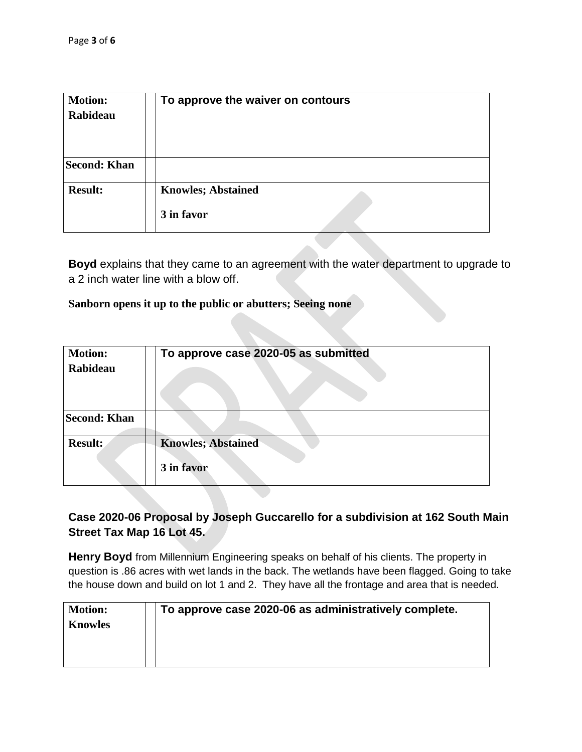| **Motion: Rabideau** | | **To approve the waiver on contours** |
|---|---|---|
| **Second: Khan** | | |
| **Result:** | | **Knowles; Abstained**<br><br>**3 in favor** |

**Boyd** explains that they came to an agreement with the water department to upgrade to a 2 inch water line with a blow off.

**Sanborn opens it up to the public or abutters; Seeing none**

| **Motion: Rabideau** | | **To approve case 2020-05 as submitted** |
|---|---|---|
| **Second: Khan** | | |
| **Result:** | | **Knowles; Abstained**<br><br>**3 in favor** |

### Case 2020-06 Proposal by Joseph Guccarello for a subdivision at 162 South Main Street Tax Map 16 Lot 45.

**Henry Boyd** from Millennium Engineering speaks on behalf of his clients. The property in question is .86 acres with wet lands in the back. The wetlands have been flagged. Going to take the house down and build on lot 1 and 2. They have all the frontage and area that is needed.

| **Motion: Knowles** | | **To approve case 2020-06 as administratively complete.** |
|---|---|---|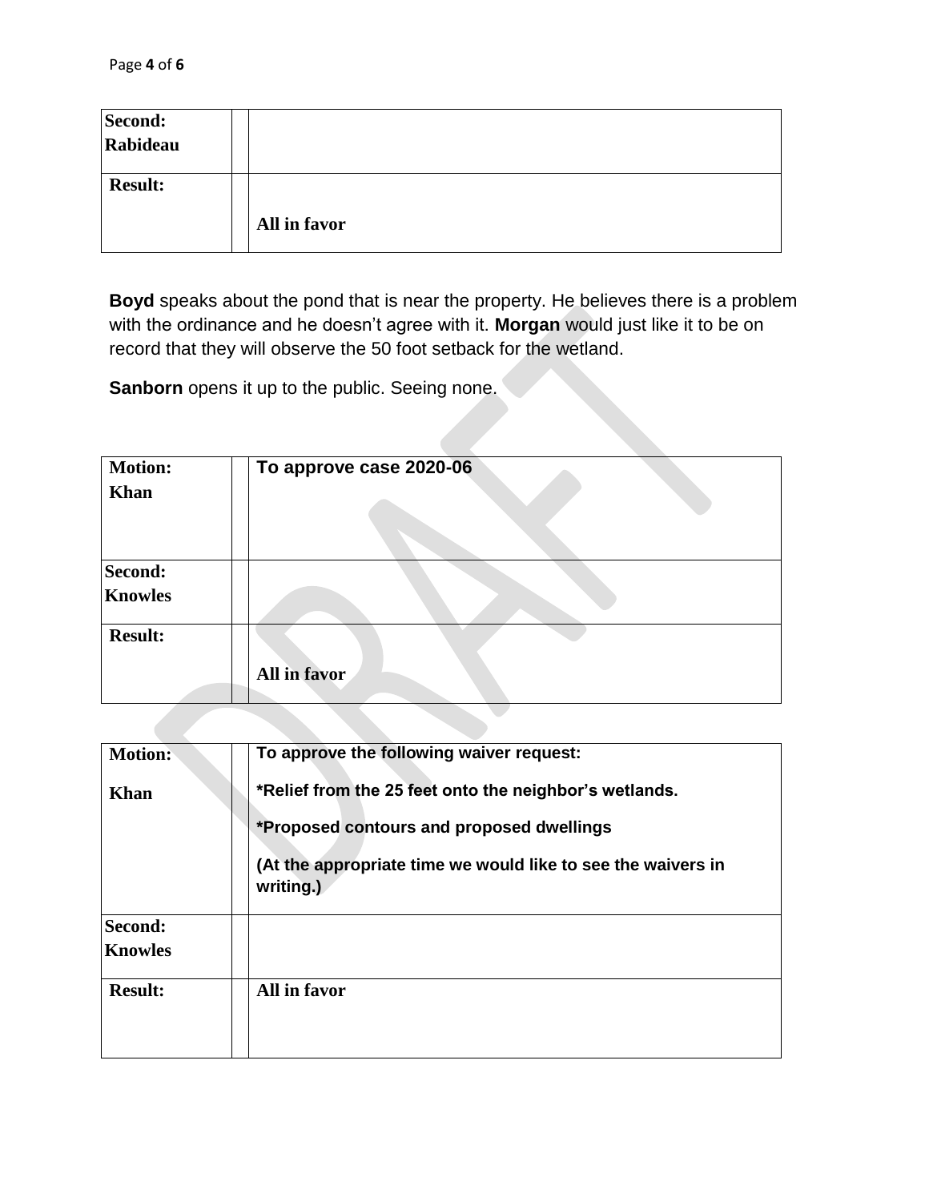| | | |
|---|---|---|
| **Second:** **Rabideau** | | |
| **Result:** | | **All in favor** |

**Boyd** speaks about the pond that is near the property. He believes there is a problem with the ordinance and he doesn't agree with it. **Morgan** would just like it to be on record that they will observe the 50 foot setback for the wetland.

**Sanborn** opens it up to the public. Seeing none.

| | | |
|---|---|---|
| **Motion:** **Khan** | | **To approve case 2020-06** |
| **Second:** **Knowles** | | |
| **Result:** | | **All in favor** |

| | | |
|---|---|---|
| **Motion:** **Khan** | | **To approve the following waiver request:** **\*Relief from the 25 feet onto the neighbor's wetlands.** **\*Proposed contours and proposed dwellings** **(At the appropriate time we would like to see the waivers in writing.)** |
| **Second:** **Knowles** | | |
| **Result:** | | **All in favor** |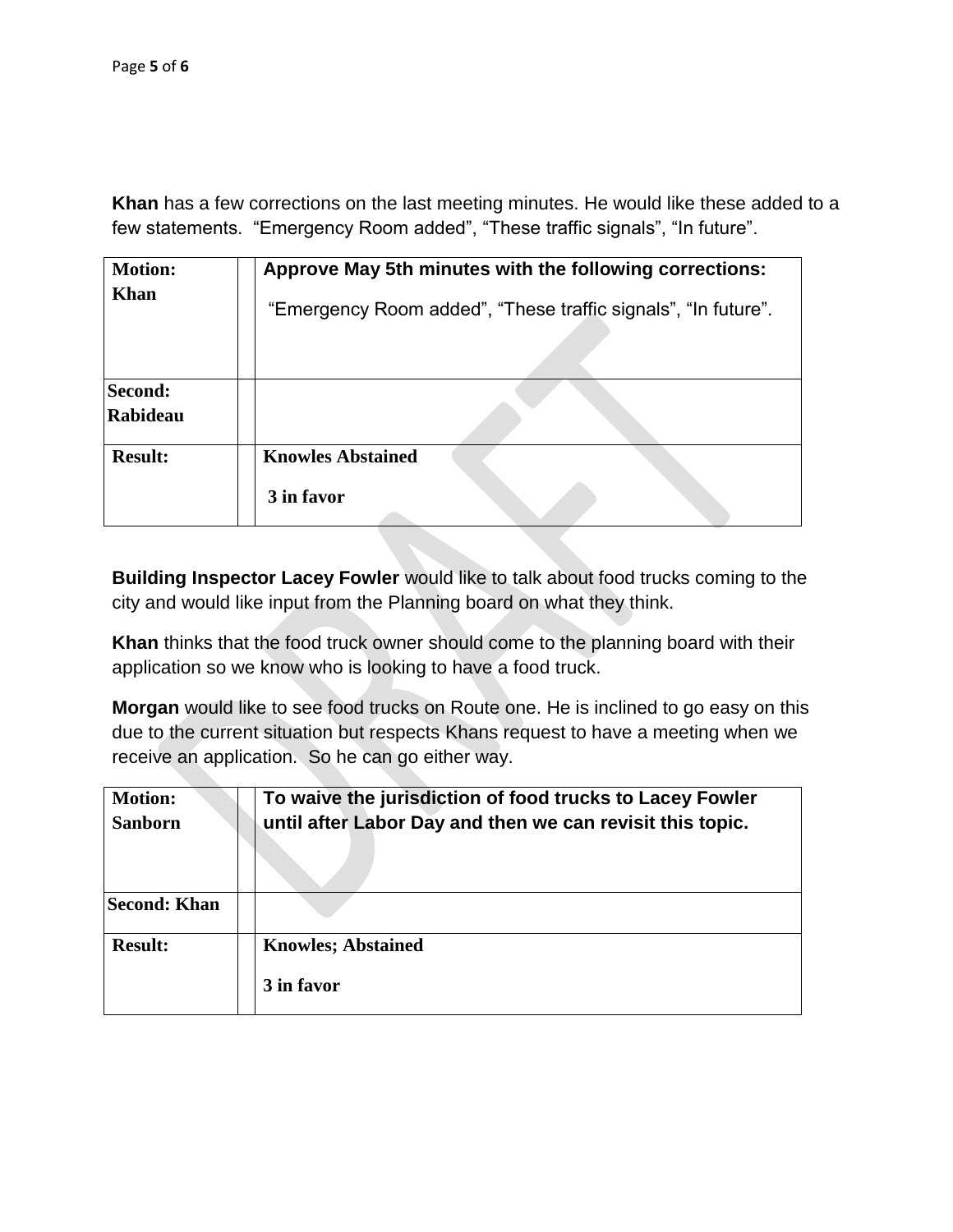**Khan** has a few corrections on the last meeting minutes. He would like these added to a few statements. "Emergency Room added", "These traffic signals", "In future".

| | | |
|---|---|---|
| **Motion: Khan** | | **Approve May 5th minutes with the following corrections:** "Emergency Room added", "These traffic signals", "In future". |
| **Second: Rabideau** | | |
| **Result:** | | **Knowles Abstained** **3 in favor** |

**Building Inspector Lacey Fowler** would like to talk about food trucks coming to the city and would like input from the Planning board on what they think.

**Khan** thinks that the food truck owner should come to the planning board with their application so we know who is looking to have a food truck.

**Morgan** would like to see food trucks on Route one. He is inclined to go easy on this due to the current situation but respects Khans request to have a meeting when we receive an application. So he can go either way.

| | | |
|---|---|---|
| **Motion: Sanborn** | | **To waive the jurisdiction of food trucks to Lacey Fowler until after Labor Day and then we can revisit this topic.** |
| **Second: Khan** | | |
| **Result:** | | **Knowles; Abstained** **3 in favor** |

DRAFT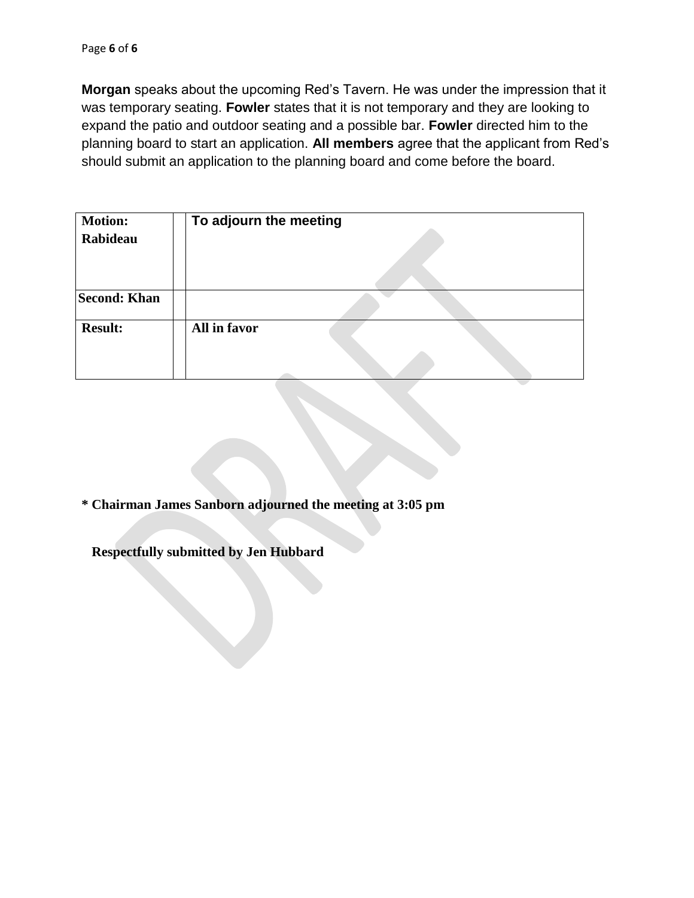**Morgan** speaks about the upcoming Red's Tavern. He was under the impression that it was temporary seating. **Fowler** states that it is not temporary and they are looking to expand the patio and outdoor seating and a possible bar. **Fowler** directed him to the planning board to start an application. **All members** agree that the applicant from Red's should submit an application to the planning board and come before the board.

| | | |
|---|---|---|
| **Motion: Rabideau** | | **To adjourn the meeting** |
| **Second: Khan** | | |
| **Result:** | | **All in favor** |

**\* Chairman James Sanborn adjourned the meeting at 3:05 pm**

**Respectfully submitted by Jen Hubbard**